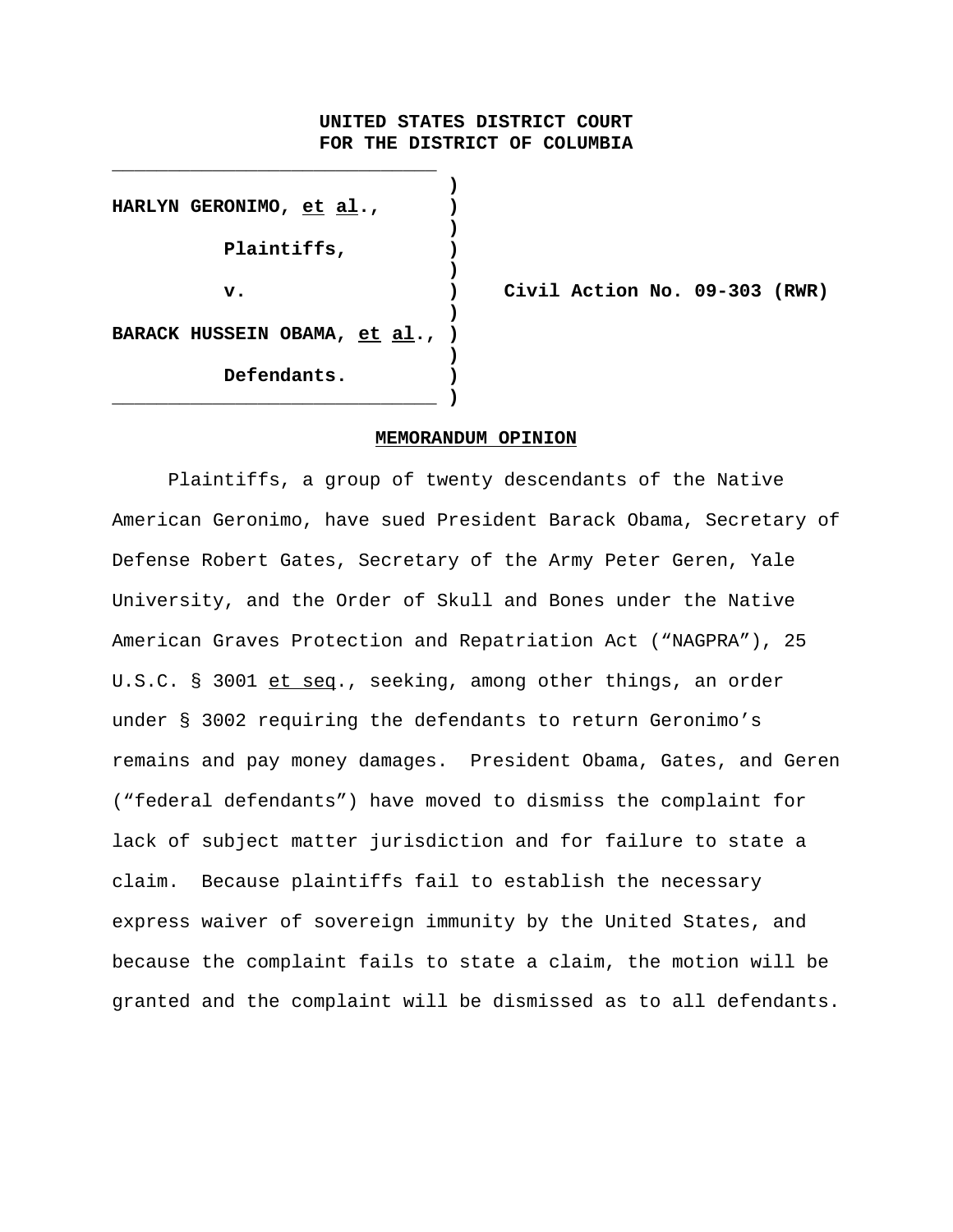**UNITED STATES DISTRICT COURT**
**FOR THE DISTRICT OF COLUMBIA**

| | | |
|---|---|---|
| **HARLYN GERONIMO, et al.,** | ) | |
| **Plaintiffs,** | ) | |
| **v.** | ) | **Civil Action No. 09-303 (RWR)** |
| **BARACK HUSSEIN OBAMA, et al.,** | ) | |
| **Defendants.** | ) | |

## MEMORANDUM OPINION

Plaintiffs, a group of twenty descendants of the Native American Geronimo, have sued President Barack Obama, Secretary of Defense Robert Gates, Secretary of the Army Peter Geren, Yale University, and the Order of Skull and Bones under the Native American Graves Protection and Repatriation Act ("NAGPRA"), 25 U.S.C. § 3001 et seq., seeking, among other things, an order under § 3002 requiring the defendants to return Geronimo's remains and pay money damages. President Obama, Gates, and Geren ("federal defendants") have moved to dismiss the complaint for lack of subject matter jurisdiction and for failure to state a claim. Because plaintiffs fail to establish the necessary express waiver of sovereign immunity by the United States, and because the complaint fails to state a claim, the motion will be granted and the complaint will be dismissed as to all defendants.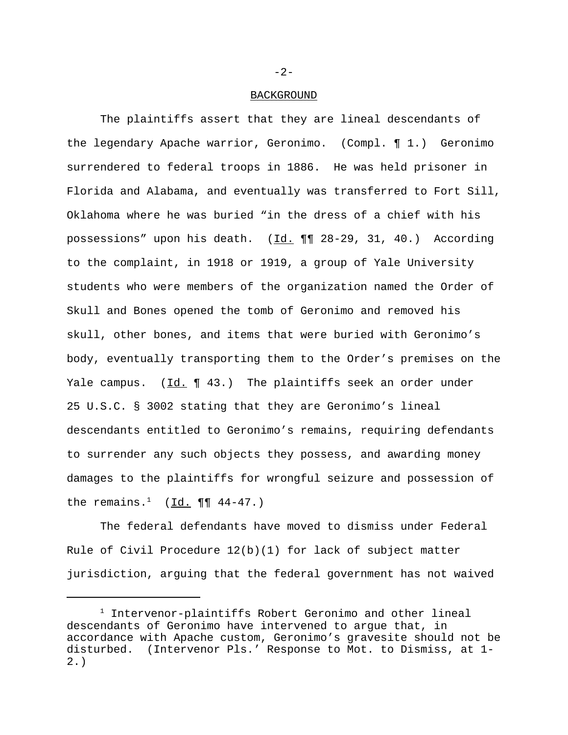## BACKGROUND

The plaintiffs assert that they are lineal descendants of the legendary Apache warrior, Geronimo. (Compl. ¶ 1.) Geronimo surrendered to federal troops in 1886. He was held prisoner in Florida and Alabama, and eventually was transferred to Fort Sill, Oklahoma where he was buried "in the dress of a chief with his possessions" upon his death. (Id. ¶¶ 28-29, 31, 40.) According to the complaint, in 1918 or 1919, a group of Yale University students who were members of the organization named the Order of Skull and Bones opened the tomb of Geronimo and removed his skull, other bones, and items that were buried with Geronimo's body, eventually transporting them to the Order's premises on the Yale campus. (Id. ¶ 43.) The plaintiffs seek an order under 25 U.S.C. § 3002 stating that they are Geronimo's lineal descendants entitled to Geronimo's remains, requiring defendants to surrender any such objects they possess, and awarding money damages to the plaintiffs for wrongful seizure and possession of the remains.[1] (Id. ¶¶ 44-47.)

The federal defendants have moved to dismiss under Federal Rule of Civil Procedure 12(b)(1) for lack of subject matter jurisdiction, arguing that the federal government has not waived

[1] Intervenor-plaintiffs Robert Geronimo and other lineal descendants of Geronimo have intervened to argue that, in accordance with Apache custom, Geronimo's gravesite should not be disturbed. (Intervenor Pls.' Response to Mot. to Dismiss, at 1-2.)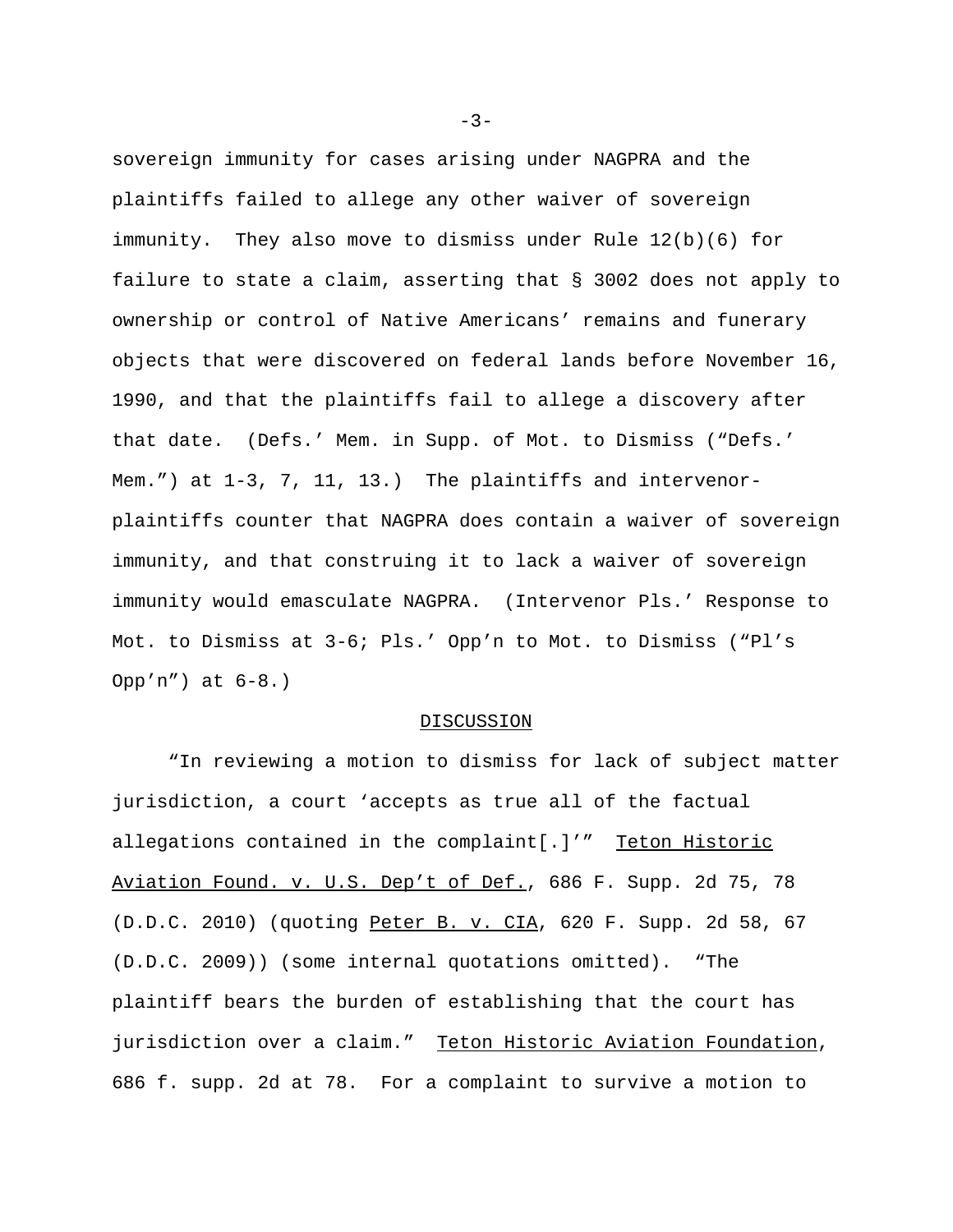sovereign immunity for cases arising under NAGPRA and the plaintiffs failed to allege any other waiver of sovereign immunity. They also move to dismiss under Rule 12(b)(6) for failure to state a claim, asserting that § 3002 does not apply to ownership or control of Native Americans' remains and funerary objects that were discovered on federal lands before November 16, 1990, and that the plaintiffs fail to allege a discovery after that date. (Defs.' Mem. in Supp. of Mot. to Dismiss ("Defs.' Mem.") at 1-3, 7, 11, 13.) The plaintiffs and intervenor-plaintiffs counter that NAGPRA does contain a waiver of sovereign immunity, and that construing it to lack a waiver of sovereign immunity would emasculate NAGPRA. (Intervenor Pls.' Response to Mot. to Dismiss at 3-6; Pls.' Opp'n to Mot. to Dismiss ("Pl's Opp'n") at 6-8.)

## DISCUSSION

"In reviewing a motion to dismiss for lack of subject matter jurisdiction, a court 'accepts as true all of the factual allegations contained in the complaint[.]'" Teton Historic Aviation Found. v. U.S. Dep't of Def., 686 F. Supp. 2d 75, 78 (D.D.C. 2010) (quoting Peter B. v. CIA, 620 F. Supp. 2d 58, 67 (D.D.C. 2009)) (some internal quotations omitted). "The plaintiff bears the burden of establishing that the court has jurisdiction over a claim." Teton Historic Aviation Foundation, 686 f. supp. 2d at 78. For a complaint to survive a motion to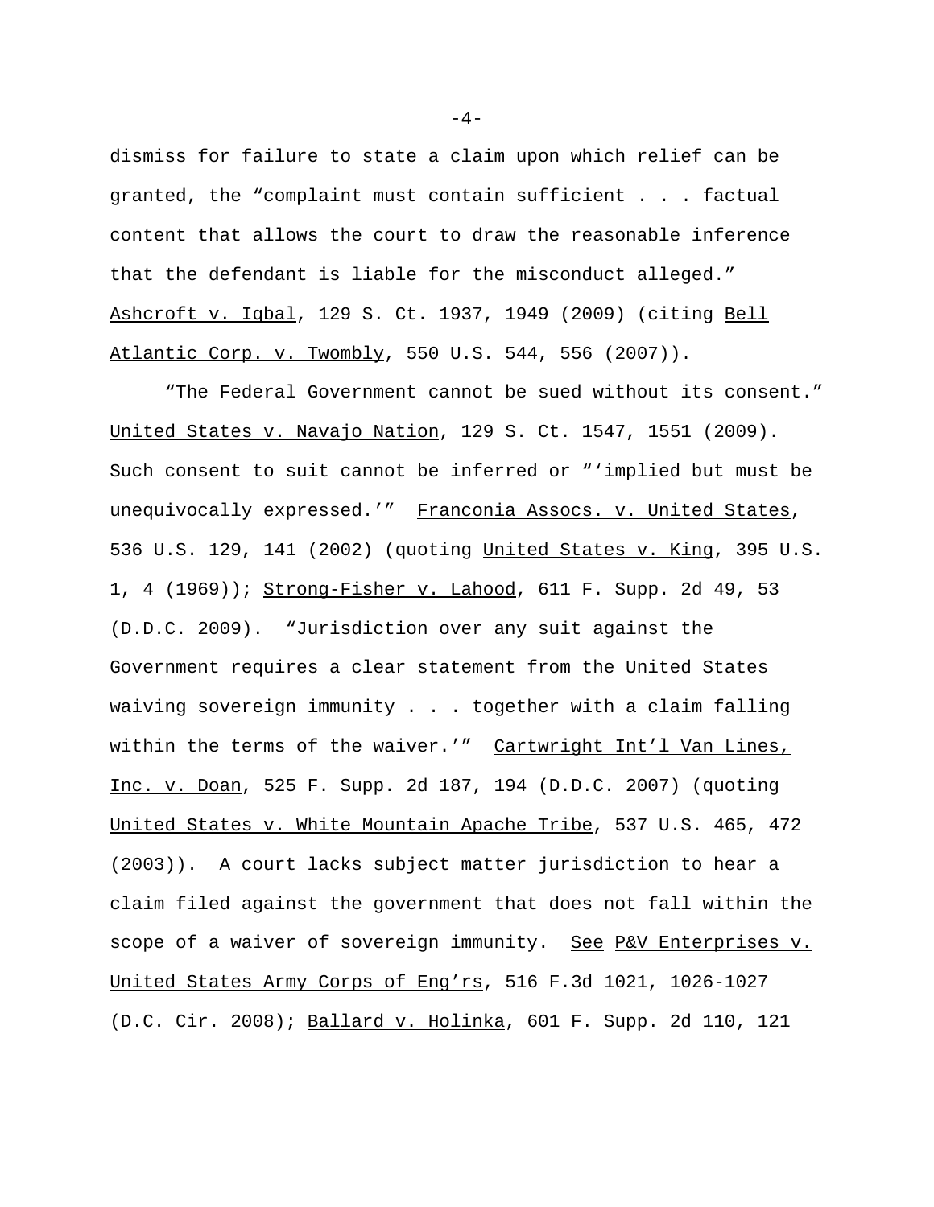dismiss for failure to state a claim upon which relief can be granted, the "complaint must contain sufficient . . . factual content that allows the court to draw the reasonable inference that the defendant is liable for the misconduct alleged." Ashcroft v. Iqbal, 129 S. Ct. 1937, 1949 (2009) (citing Bell Atlantic Corp. v. Twombly, 550 U.S. 544, 556 (2007)).

"The Federal Government cannot be sued without its consent." United States v. Navajo Nation, 129 S. Ct. 1547, 1551 (2009). Such consent to suit cannot be inferred or "'implied but must be unequivocally expressed.'" Franconia Assocs. v. United States, 536 U.S. 129, 141 (2002) (quoting United States v. King, 395 U.S. 1, 4 (1969)); Strong-Fisher v. Lahood, 611 F. Supp. 2d 49, 53 (D.D.C. 2009). "Jurisdiction over any suit against the Government requires a clear statement from the United States waiving sovereign immunity . . . together with a claim falling within the terms of the waiver.'" Cartwright Int'l Van Lines, Inc. v. Doan, 525 F. Supp. 2d 187, 194 (D.D.C. 2007) (quoting United States v. White Mountain Apache Tribe, 537 U.S. 465, 472 (2003)). A court lacks subject matter jurisdiction to hear a claim filed against the government that does not fall within the scope of a waiver of sovereign immunity. See P&V Enterprises v. United States Army Corps of Eng'rs, 516 F.3d 1021, 1026-1027 (D.C. Cir. 2008); Ballard v. Holinka, 601 F. Supp. 2d 110, 121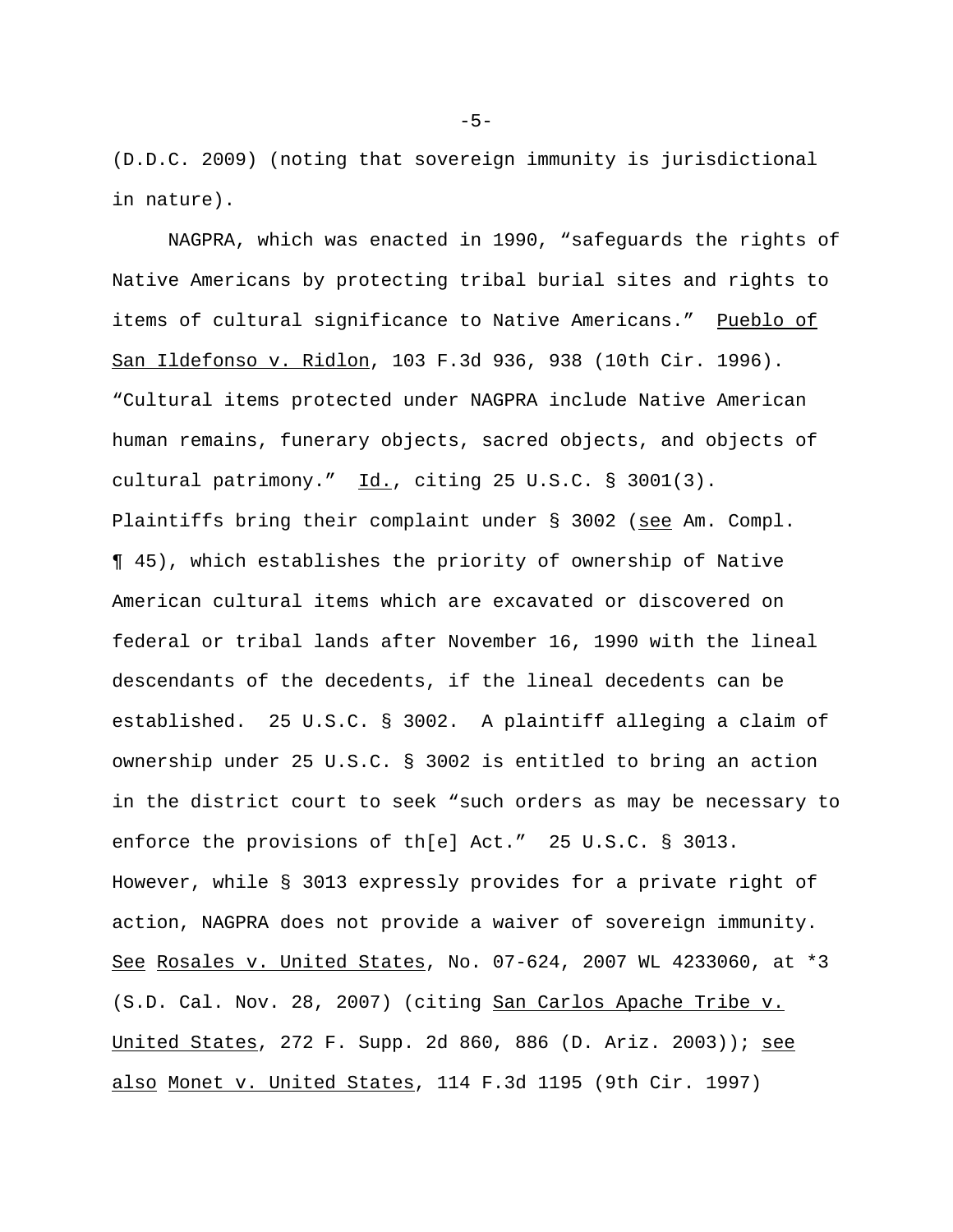(D.D.C. 2009) (noting that sovereign immunity is jurisdictional in nature).

NAGPRA, which was enacted in 1990, "safeguards the rights of Native Americans by protecting tribal burial sites and rights to items of cultural significance to Native Americans." Pueblo of San Ildefonso v. Ridlon, 103 F.3d 936, 938 (10th Cir. 1996). "Cultural items protected under NAGPRA include Native American human remains, funerary objects, sacred objects, and objects of cultural patrimony." Id., citing 25 U.S.C. § 3001(3). Plaintiffs bring their complaint under § 3002 (see Am. Compl. ¶ 45), which establishes the priority of ownership of Native American cultural items which are excavated or discovered on federal or tribal lands after November 16, 1990 with the lineal descendants of the decedents, if the lineal decedents can be established. 25 U.S.C. § 3002. A plaintiff alleging a claim of ownership under 25 U.S.C. § 3002 is entitled to bring an action in the district court to seek "such orders as may be necessary to enforce the provisions of th[e] Act." 25 U.S.C. § 3013. However, while § 3013 expressly provides for a private right of action, NAGPRA does not provide a waiver of sovereign immunity. See Rosales v. United States, No. 07-624, 2007 WL 4233060, at *3 (S.D. Cal. Nov. 28, 2007) (citing San Carlos Apache Tribe v. United States, 272 F. Supp. 2d 860, 886 (D. Ariz. 2003)); see also Monet v. United States, 114 F.3d 1195 (9th Cir. 1997)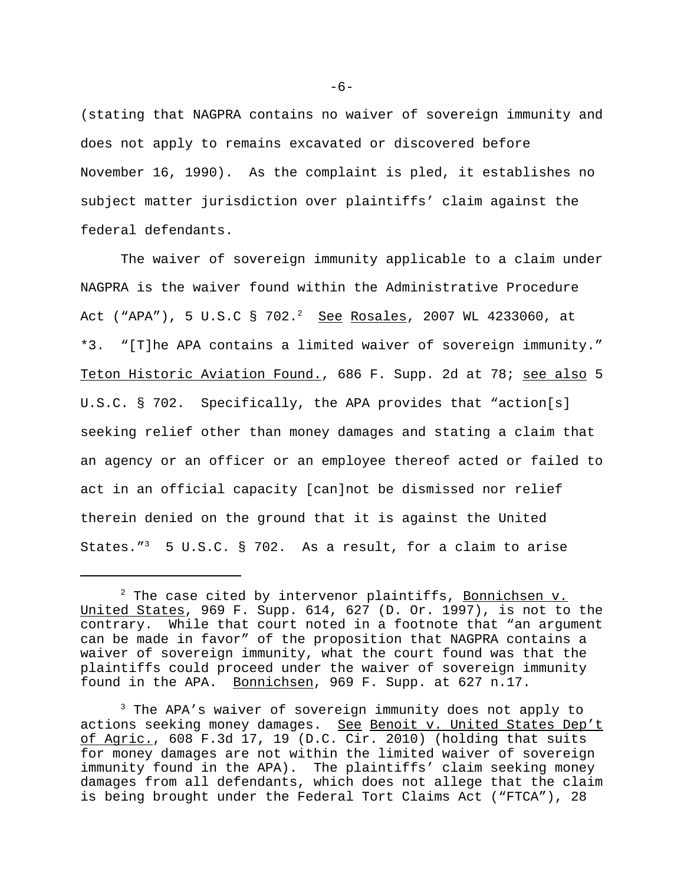(stating that NAGPRA contains no waiver of sovereign immunity and does not apply to remains excavated or discovered before November 16, 1990). As the complaint is pled, it establishes no subject matter jurisdiction over plaintiffs' claim against the federal defendants.

The waiver of sovereign immunity applicable to a claim under NAGPRA is the waiver found within the Administrative Procedure Act ("APA"), 5 U.S.C § 702.[2] See Rosales, 2007 WL 4233060, at \*3. "[T]he APA contains a limited waiver of sovereign immunity." Teton Historic Aviation Found., 686 F. Supp. 2d at 78; see also 5 U.S.C. § 702. Specifically, the APA provides that "action[s] seeking relief other than money damages and stating a claim that an agency or an officer or an employee thereof acted or failed to act in an official capacity [can]not be dismissed nor relief therein denied on the ground that it is against the United States."[3] 5 U.S.C. § 702. As a result, for a claim to arise

---

[2] The case cited by intervenor plaintiffs, Bonnichsen v. United States, 969 F. Supp. 614, 627 (D. Or. 1997), is not to the contrary. While that court noted in a footnote that "an argument can be made in favor" of the proposition that NAGPRA contains a waiver of sovereign immunity, what the court found was that the plaintiffs could proceed under the waiver of sovereign immunity found in the APA. Bonnichsen, 969 F. Supp. at 627 n.17.

[3] The APA's waiver of sovereign immunity does not apply to actions seeking money damages. See Benoit v. United States Dep't of Agric., 608 F.3d 17, 19 (D.C. Cir. 2010) (holding that suits for money damages are not within the limited waiver of sovereign immunity found in the APA). The plaintiffs' claim seeking money damages from all defendants, which does not allege that the claim is being brought under the Federal Tort Claims Act ("FTCA"), 28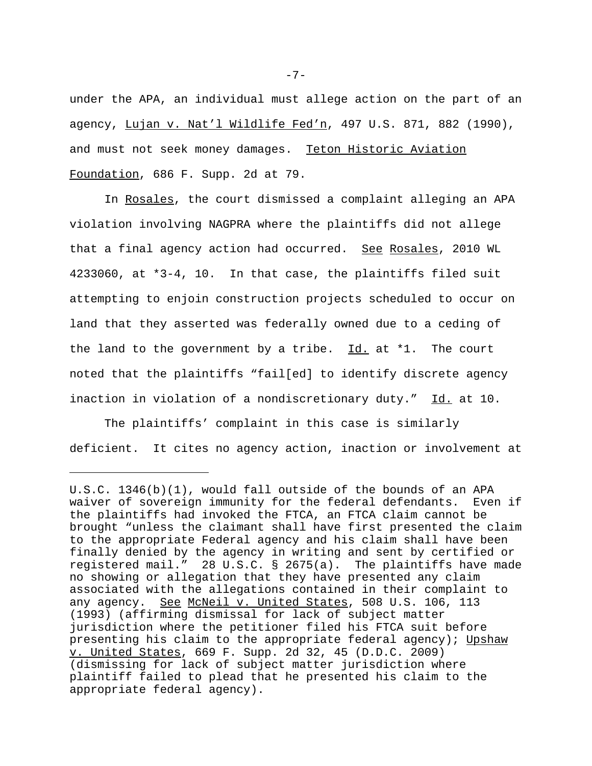under the APA, an individual must allege action on the part of an agency, Lujan v. Nat'l Wildlife Fed'n, 497 U.S. 871, 882 (1990), and must not seek money damages. Teton Historic Aviation Foundation, 686 F. Supp. 2d at 79.

In Rosales, the court dismissed a complaint alleging an APA violation involving NAGPRA where the plaintiffs did not allege that a final agency action had occurred. See Rosales, 2010 WL 4233060, at *3-4, 10. In that case, the plaintiffs filed suit attempting to enjoin construction projects scheduled to occur on land that they asserted was federally owned due to a ceding of the land to the government by a tribe. Id. at *1. The court noted that the plaintiffs "fail[ed] to identify discrete agency inaction in violation of a nondiscretionary duty." Id. at 10.

The plaintiffs' complaint in this case is similarly deficient. It cites no agency action, inaction or involvement at

---

U.S.C. 1346(b)(1), would fall outside of the bounds of an APA waiver of sovereign immunity for the federal defendants. Even if the plaintiffs had invoked the FTCA, an FTCA claim cannot be brought "unless the claimant shall have first presented the claim to the appropriate Federal agency and his claim shall have been finally denied by the agency in writing and sent by certified or registered mail." 28 U.S.C. § 2675(a). The plaintiffs have made no showing or allegation that they have presented any claim associated with the allegations contained in their complaint to any agency. See McNeil v. United States, 508 U.S. 106, 113 (1993) (affirming dismissal for lack of subject matter jurisdiction where the petitioner filed his FTCA suit before presenting his claim to the appropriate federal agency); Upshaw v. United States, 669 F. Supp. 2d 32, 45 (D.D.C. 2009) (dismissing for lack of subject matter jurisdiction where plaintiff failed to plead that he presented his claim to the appropriate federal agency).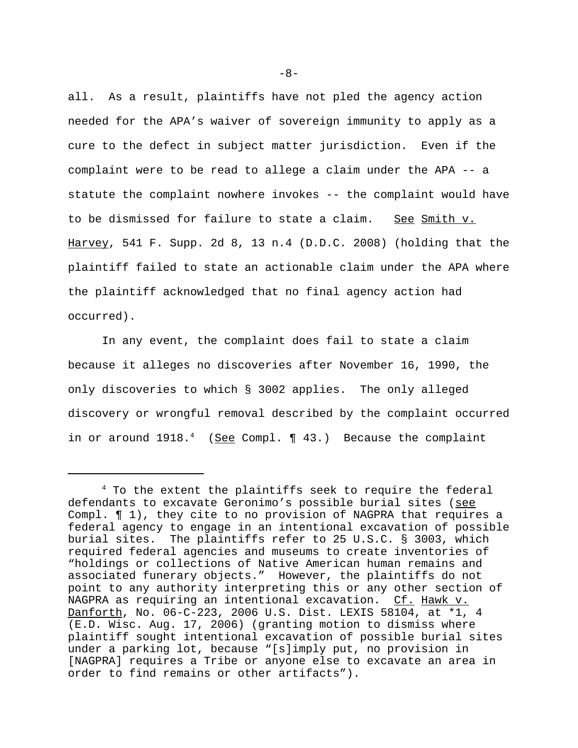all. As a result, plaintiffs have not pled the agency action needed for the APA's waiver of sovereign immunity to apply as a cure to the defect in subject matter jurisdiction. Even if the complaint were to be read to allege a claim under the APA -- a statute the complaint nowhere invokes -- the complaint would have to be dismissed for failure to state a claim. See Smith v. Harvey, 541 F. Supp. 2d 8, 13 n.4 (D.D.C. 2008) (holding that the plaintiff failed to state an actionable claim under the APA where the plaintiff acknowledged that no final agency action had occurred).

In any event, the complaint does fail to state a claim because it alleges no discoveries after November 16, 1990, the only discoveries to which § 3002 applies. The only alleged discovery or wrongful removal described by the complaint occurred in or around 1918.[4] (See Compl. ¶ 43.) Because the complaint

---

[4] To the extent the plaintiffs seek to require the federal defendants to excavate Geronimo's possible burial sites (see Compl. ¶ 1), they cite to no provision of NAGPRA that requires a federal agency to engage in an intentional excavation of possible burial sites. The plaintiffs refer to 25 U.S.C. § 3003, which required federal agencies and museums to create inventories of "holdings or collections of Native American human remains and associated funerary objects." However, the plaintiffs do not point to any authority interpreting this or any other section of NAGPRA as requiring an intentional excavation. Cf. Hawk v. Danforth, No. 06-C-223, 2006 U.S. Dist. LEXIS 58104, at *1, 4 (E.D. Wisc. Aug. 17, 2006) (granting motion to dismiss where plaintiff sought intentional excavation of possible burial sites under a parking lot, because "[s]imply put, no provision in [NAGPRA] requires a Tribe or anyone else to excavate an area in order to find remains or other artifacts").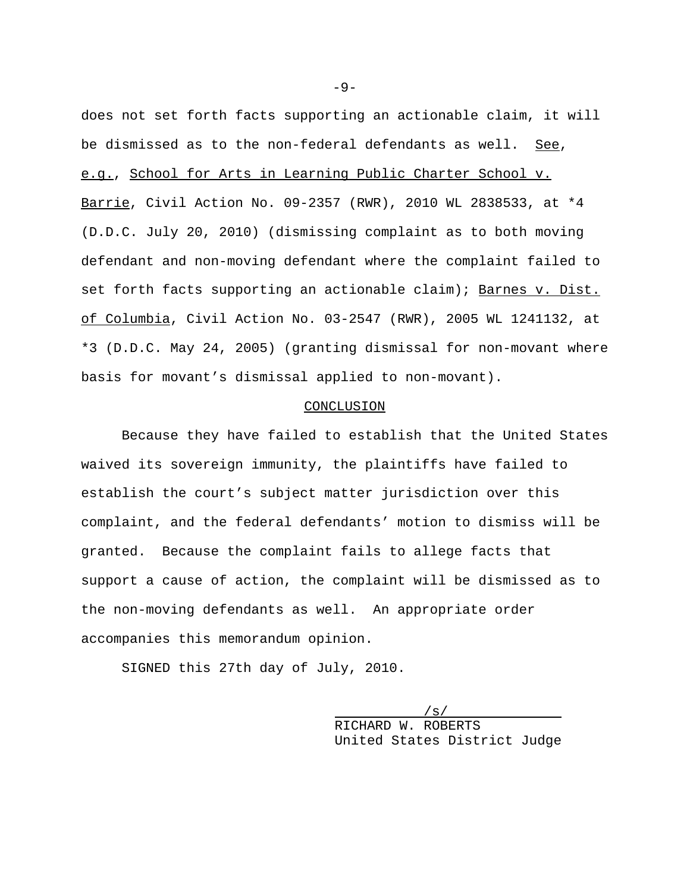does not set forth facts supporting an actionable claim, it will be dismissed as to the non-federal defendants as well. See, e.g., School for Arts in Learning Public Charter School v. Barrie, Civil Action No. 09-2357 (RWR), 2010 WL 2838533, at *4 (D.D.C. July 20, 2010) (dismissing complaint as to both moving defendant and non-moving defendant where the complaint failed to set forth facts supporting an actionable claim); Barnes v. Dist. of Columbia, Civil Action No. 03-2547 (RWR), 2005 WL 1241132, at *3 (D.D.C. May 24, 2005) (granting dismissal for non-movant where basis for movant's dismissal applied to non-movant).

## CONCLUSION

Because they have failed to establish that the United States waived its sovereign immunity, the plaintiffs have failed to establish the court's subject matter jurisdiction over this complaint, and the federal defendants' motion to dismiss will be granted. Because the complaint fails to allege facts that support a cause of action, the complaint will be dismissed as to the non-moving defendants as well. An appropriate order accompanies this memorandum opinion.

SIGNED this 27th day of July, 2010.

/s/

RICHARD W. ROBERTS
United States District Judge